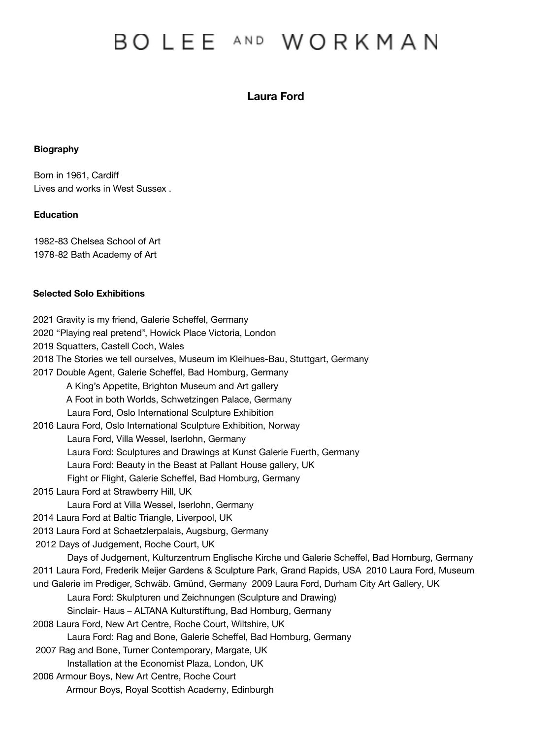# BO LEE AND WORKMAN

## Laura Ford

### Biography

Born in 1961, Cardiff
Lives and works in West Sussex .

### Education

1982-83 Chelsea School of Art
1978-82 Bath Academy of Art

### Selected Solo Exhibitions

2021 Gravity is my friend, Galerie Scheffel, Germany
2020 "Playing real pretend", Howick Place Victoria, London
2019 Squatters, Castell Coch, Wales
2018 The Stories we tell ourselves, Museum im Kleihues-Bau, Stuttgart, Germany
2017 Double Agent, Galerie Scheffel, Bad Homburg, Germany
A King's Appetite, Brighton Museum and Art gallery
A Foot in both Worlds, Schwetzingen Palace, Germany
Laura Ford, Oslo International Sculpture Exhibition
2016 Laura Ford, Oslo International Sculpture Exhibition, Norway
Laura Ford, Villa Wessel, Iserlohn, Germany
Laura Ford: Sculptures and Drawings at Kunst Galerie Fuerth, Germany
Laura Ford: Beauty in the Beast at Pallant House gallery, UK
Fight or Flight, Galerie Scheffel, Bad Homburg, Germany
2015 Laura Ford at Strawberry Hill, UK
Laura Ford at Villa Wessel, Iserlohn, Germany
2014 Laura Ford at Baltic Triangle, Liverpool, UK
2013 Laura Ford at Schaetzlerpalais, Augsburg, Germany
2012 Days of Judgement, Roche Court, UK
Days of Judgement, Kulturzentrum Englische Kirche und Galerie Scheffel, Bad Homburg, Germany
2011 Laura Ford, Frederik Meijer Gardens & Sculpture Park, Grand Rapids, USA 2010 Laura Ford, Museum und Galerie im Prediger, Schwäb. Gmünd, Germany 2009 Laura Ford, Durham City Art Gallery, UK
Laura Ford: Skulpturen und Zeichnungen (Sculpture and Drawing)
Sinclair- Haus – ALTANA Kulturstiftung, Bad Homburg, Germany
2008 Laura Ford, New Art Centre, Roche Court, Wiltshire, UK
Laura Ford: Rag and Bone, Galerie Scheffel, Bad Homburg, Germany
2007 Rag and Bone, Turner Contemporary, Margate, UK
Installation at the Economist Plaza, London, UK
2006 Armour Boys, New Art Centre, Roche Court
Armour Boys, Royal Scottish Academy, Edinburgh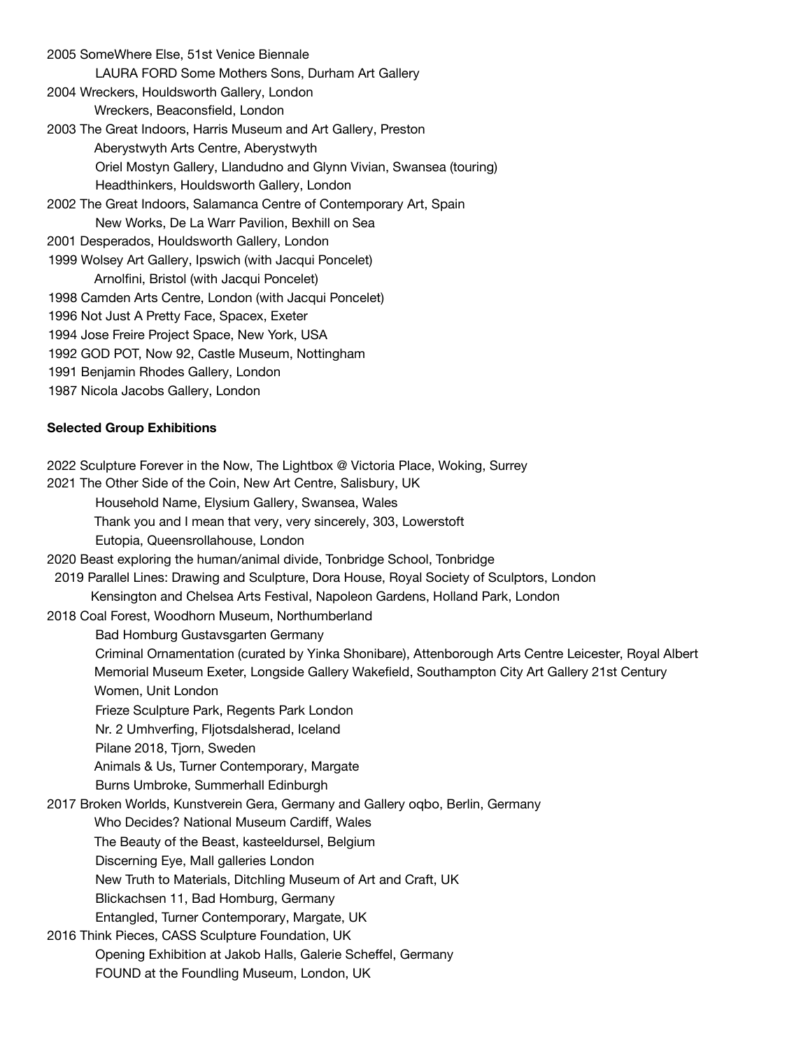2005 SomeWhere Else, 51st Venice Biennale
LAURA FORD Some Mothers Sons, Durham Art Gallery
2004 Wreckers, Houldsworth Gallery, London
Wreckers, Beaconsfield, London
2003 The Great Indoors, Harris Museum and Art Gallery, Preston
Aberystwyth Arts Centre, Aberystwyth
Oriel Mostyn Gallery, Llandudno and Glynn Vivian, Swansea (touring)
Headthinkers, Houldsworth Gallery, London
2002 The Great Indoors, Salamanca Centre of Contemporary Art, Spain
New Works, De La Warr Pavilion, Bexhill on Sea
2001 Desperados, Houldsworth Gallery, London
1999 Wolsey Art Gallery, Ipswich (with Jacqui Poncelet)
Arnolfini, Bristol (with Jacqui Poncelet)
1998 Camden Arts Centre, London (with Jacqui Poncelet)
1996 Not Just A Pretty Face, Spacex, Exeter
1994 Jose Freire Project Space, New York, USA
1992 GOD POT, Now 92, Castle Museum, Nottingham
1991 Benjamin Rhodes Gallery, London
1987 Nicola Jacobs Gallery, London

**Selected Group Exhibitions**

2022 Sculpture Forever in the Now, The Lightbox @ Victoria Place, Woking, Surrey
2021 The Other Side of the Coin, New Art Centre, Salisbury, UK
Household Name, Elysium Gallery, Swansea, Wales
Thank you and I mean that very, very sincerely, 303, Lowerstoft
Eutopia, Queensrollahouse, London
2020 Beast exploring the human/animal divide, Tonbridge School, Tonbridge
2019 Parallel Lines: Drawing and Sculpture, Dora House, Royal Society of Sculptors, London
Kensington and Chelsea Arts Festival, Napoleon Gardens, Holland Park, London
2018 Coal Forest, Woodhorn Museum, Northumberland
Bad Homburg Gustavsgarten Germany
Criminal Ornamentation (curated by Yinka Shonibare), Attenborough Arts Centre Leicester, Royal Albert Memorial Museum Exeter, Longside Gallery Wakefield, Southampton City Art Gallery 21st Century Women, Unit London
Frieze Sculpture Park, Regents Park London
Nr. 2 Umhverfing, Fljotsdalsherad, Iceland
Pilane 2018, Tjorn, Sweden
Animals & Us, Turner Contemporary, Margate
Burns Umbroke, Summerhall Edinburgh
2017 Broken Worlds, Kunstverein Gera, Germany and Gallery oqbo, Berlin, Germany
Who Decides? National Museum Cardiff, Wales
The Beauty of the Beast, kasteeldursel, Belgium
Discerning Eye, Mall galleries London
New Truth to Materials, Ditchling Museum of Art and Craft, UK
Blickachsen 11, Bad Homburg, Germany
Entangled, Turner Contemporary, Margate, UK
2016 Think Pieces, CASS Sculpture Foundation, UK
Opening Exhibition at Jakob Halls, Galerie Scheffel, Germany
FOUND at the Foundling Museum, London, UK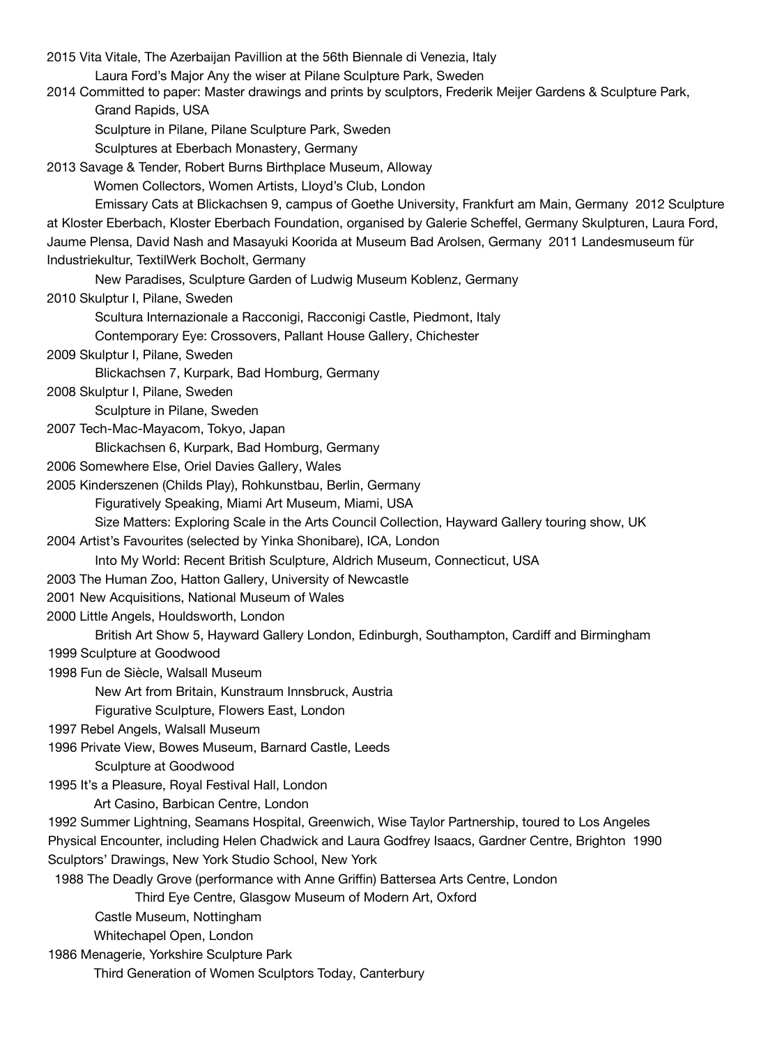2015 Vita Vitale, The Azerbaijan Pavillion at the 56th Biennale di Venezia, Italy

Laura Ford's Major Any the wiser at Pilane Sculpture Park, Sweden

2014 Committed to paper: Master drawings and prints by sculptors, Frederik Meijer Gardens & Sculpture Park, Grand Rapids, USA

Sculpture in Pilane, Pilane Sculpture Park, Sweden

Sculptures at Eberbach Monastery, Germany

2013 Savage & Tender, Robert Burns Birthplace Museum, Alloway

Women Collectors, Women Artists, Lloyd's Club, London

Emissary Cats at Blickachsen 9, campus of Goethe University, Frankfurt am Main, Germany 2012 Sculpture at Kloster Eberbach, Kloster Eberbach Foundation, organised by Galerie Scheffel, Germany Skulpturen, Laura Ford, Jaume Plensa, David Nash and Masayuki Koorida at Museum Bad Arolsen, Germany 2011 Landesmuseum für Industriekultur, TextilWerk Bocholt, Germany

New Paradises, Sculpture Garden of Ludwig Museum Koblenz, Germany

2010 Skulptur I, Pilane, Sweden

Scultura Internazionale a Racconigi, Racconigi Castle, Piedmont, Italy

Contemporary Eye: Crossovers, Pallant House Gallery, Chichester

2009 Skulptur I, Pilane, Sweden

Blickachsen 7, Kurpark, Bad Homburg, Germany

2008 Skulptur I, Pilane, Sweden

Sculpture in Pilane, Sweden

2007 Tech-Mac-Mayacom, Tokyo, Japan

Blickachsen 6, Kurpark, Bad Homburg, Germany

2006 Somewhere Else, Oriel Davies Gallery, Wales

2005 Kinderszenen (Childs Play), Rohkunstbau, Berlin, Germany

Figuratively Speaking, Miami Art Museum, Miami, USA

Size Matters: Exploring Scale in the Arts Council Collection, Hayward Gallery touring show, UK

2004 Artist's Favourites (selected by Yinka Shonibare), ICA, London

Into My World: Recent British Sculpture, Aldrich Museum, Connecticut, USA

2003 The Human Zoo, Hatton Gallery, University of Newcastle

2001 New Acquisitions, National Museum of Wales

2000 Little Angels, Houldsworth, London

British Art Show 5, Hayward Gallery London, Edinburgh, Southampton, Cardiff and Birmingham

1999 Sculpture at Goodwood

1998 Fun de Siècle, Walsall Museum

New Art from Britain, Kunstraum Innsbruck, Austria

Figurative Sculpture, Flowers East, London

1997 Rebel Angels, Walsall Museum

1996 Private View, Bowes Museum, Barnard Castle, Leeds

Sculpture at Goodwood

1995 It's a Pleasure, Royal Festival Hall, London

Art Casino, Barbican Centre, London

1992 Summer Lightning, Seamans Hospital, Greenwich, Wise Taylor Partnership, toured to Los Angeles Physical Encounter, including Helen Chadwick and Laura Godfrey Isaacs, Gardner Centre, Brighton 1990 Sculptors' Drawings, New York Studio School, New York

1988 The Deadly Grove (performance with Anne Griffin) Battersea Arts Centre, London

Third Eye Centre, Glasgow Museum of Modern Art, Oxford

Castle Museum, Nottingham

Whitechapel Open, London

1986 Menagerie, Yorkshire Sculpture Park

Third Generation of Women Sculptors Today, Canterbury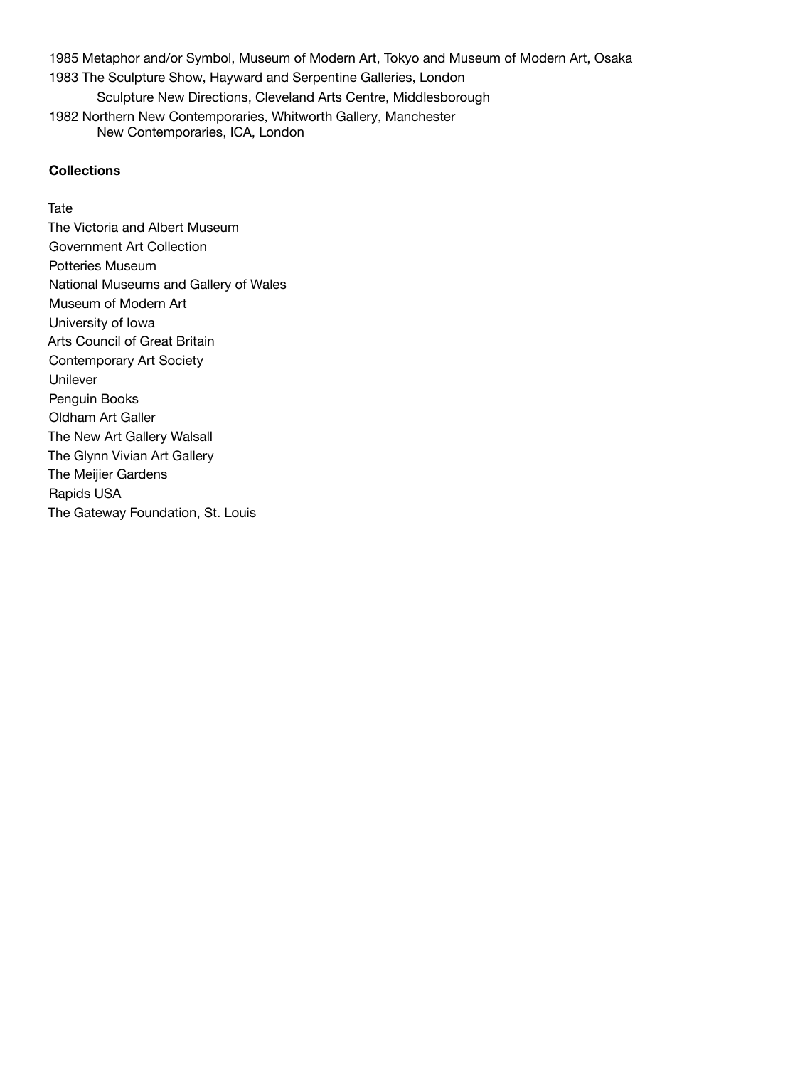1985 Metaphor and/or Symbol, Museum of Modern Art, Tokyo and Museum of Modern Art, Osaka

1983 The Sculpture Show, Hayward and Serpentine Galleries, London

Sculpture New Directions, Cleveland Arts Centre, Middlesborough

1982 Northern New Contemporaries, Whitworth Gallery, Manchester

New Contemporaries, ICA, London

**Collections**

Tate

The Victoria and Albert Museum

Government Art Collection

Potteries Museum

National Museums and Gallery of Wales

Museum of Modern Art

University of Iowa

Arts Council of Great Britain

Contemporary Art Society

Unilever

Penguin Books

Oldham Art Galler

The New Art Gallery Walsall

The Glynn Vivian Art Gallery

The Meijier Gardens

Rapids USA

The Gateway Foundation, St. Louis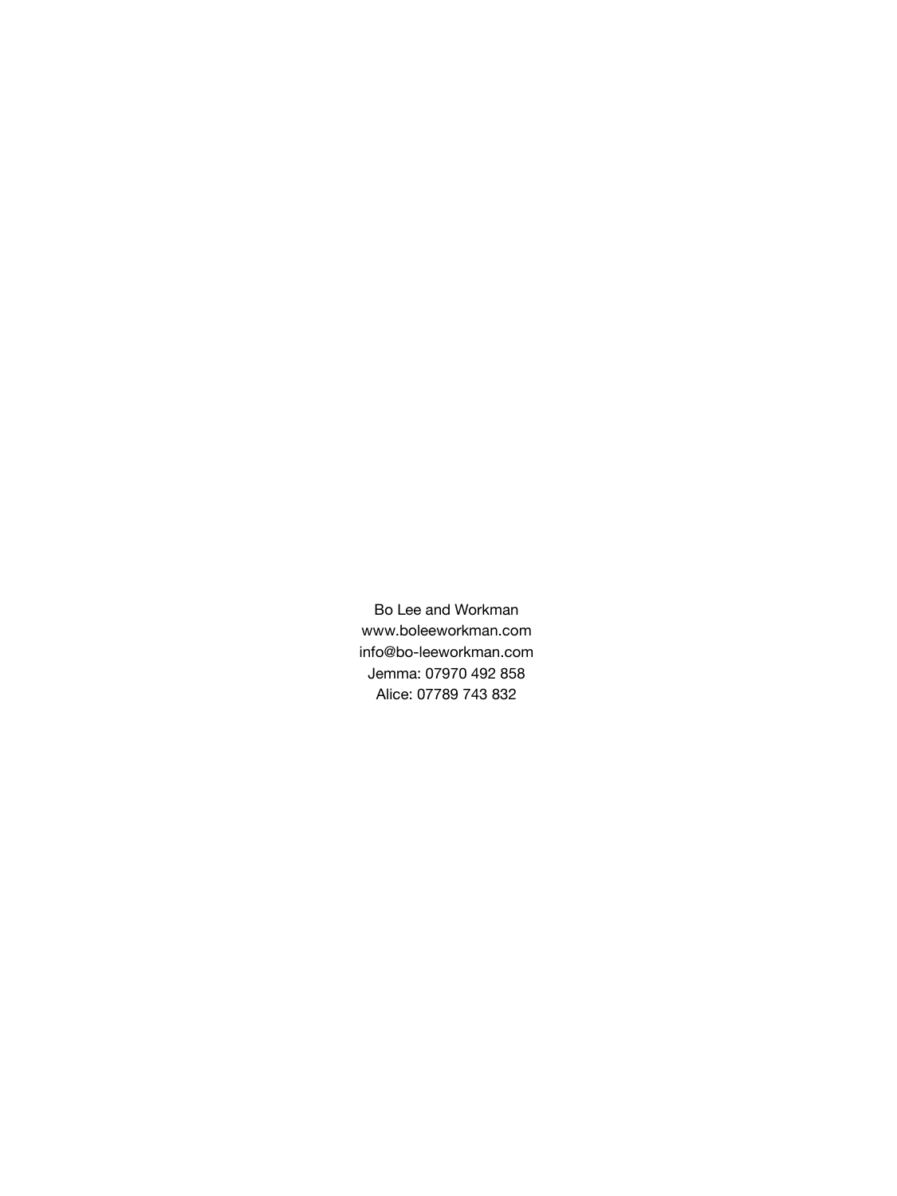Bo Lee and Workman
www.boleeworkman.com
info@bo-leeworkman.com
Jemma: 07970 492 858
Alice: 07789 743 832